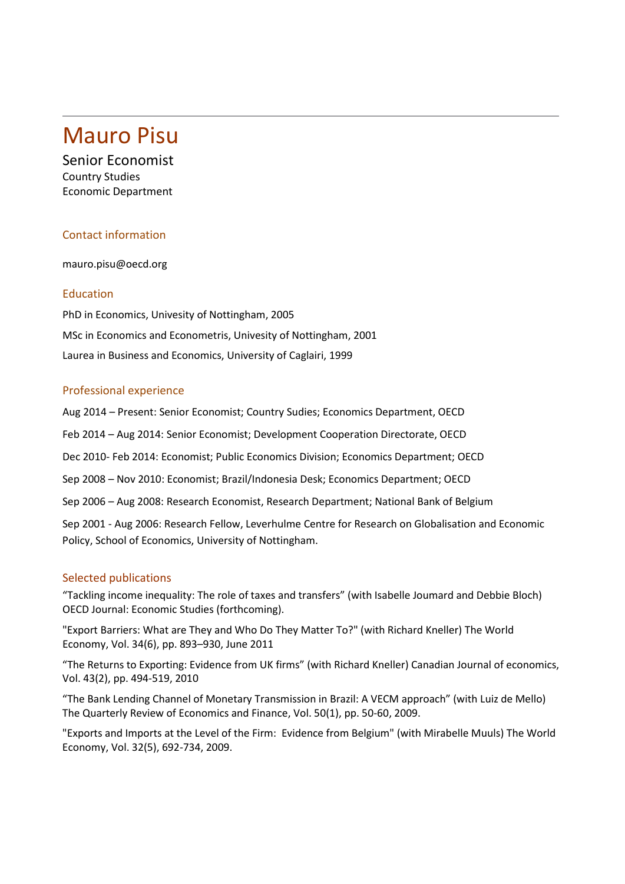# Mauro Pisu

Senior Economist
Country Studies
Economic Department

## Contact information

mauro.pisu@oecd.org

## Education

PhD in Economics, Univesity of Nottingham, 2005

MSc in Economics and Econometris, Univesity of Nottingham, 2001

Laurea in Business and Economics, University of Caglairi, 1999

## Professional experience

Aug 2014 – Present: Senior Economist; Country Sudies; Economics Department, OECD

Feb 2014 – Aug 2014: Senior Economist; Development Cooperation Directorate, OECD

Dec 2010- Feb 2014: Economist; Public Economics Division; Economics Department; OECD

Sep 2008 – Nov 2010: Economist; Brazil/Indonesia Desk; Economics Department; OECD

Sep 2006 – Aug 2008: Research Economist, Research Department; National Bank of Belgium

Sep 2001 - Aug 2006: Research Fellow, Leverhulme Centre for Research on Globalisation and Economic Policy, School of Economics, University of Nottingham.

## Selected publications

"Tackling income inequality: The role of taxes and transfers" (with Isabelle Joumard and Debbie Bloch) OECD Journal: Economic Studies (forthcoming).

"Export Barriers: What are They and Who Do They Matter To?" (with Richard Kneller) The World Economy, Vol. 34(6), pp. 893–930, June 2011

"The Returns to Exporting: Evidence from UK firms" (with Richard Kneller) Canadian Journal of economics, Vol. 43(2), pp. 494-519, 2010

"The Bank Lending Channel of Monetary Transmission in Brazil: A VECM approach" (with Luiz de Mello) The Quarterly Review of Economics and Finance, Vol. 50(1), pp. 50-60, 2009.

"Exports and Imports at the Level of the Firm: Evidence from Belgium" (with Mirabelle Muuls) The World Economy, Vol. 32(5), 692-734, 2009.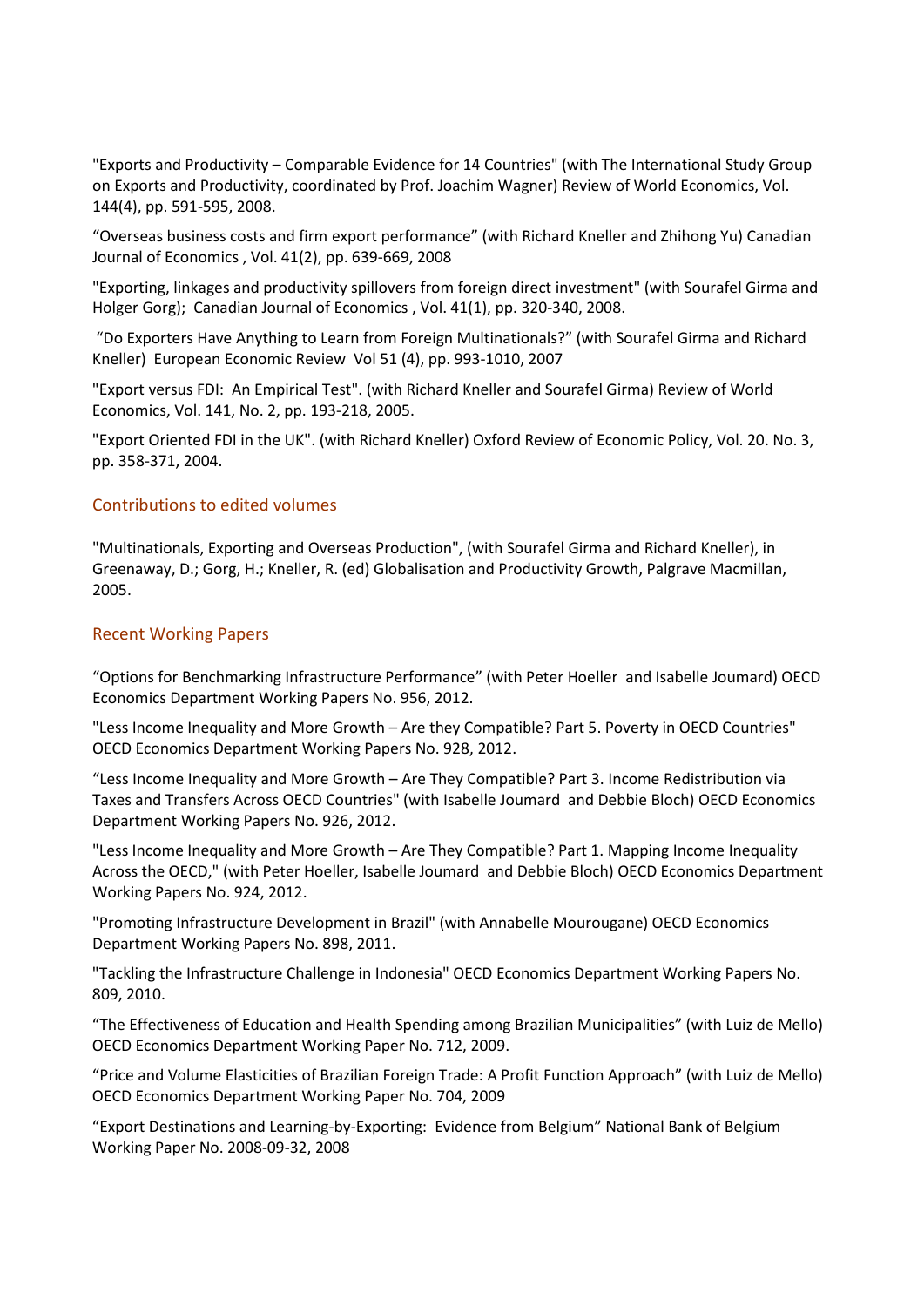"Exports and Productivity – Comparable Evidence for 14 Countries" (with The International Study Group on Exports and Productivity, coordinated by Prof. Joachim Wagner) Review of World Economics, Vol. 144(4), pp. 591-595, 2008.

"Overseas business costs and firm export performance" (with Richard Kneller and Zhihong Yu) Canadian Journal of Economics , Vol. 41(2), pp. 639-669, 2008

"Exporting, linkages and productivity spillovers from foreign direct investment" (with Sourafel Girma and Holger Gorg); Canadian Journal of Economics , Vol. 41(1), pp. 320-340, 2008.

"Do Exporters Have Anything to Learn from Foreign Multinationals?" (with Sourafel Girma and Richard Kneller) European Economic Review Vol 51 (4), pp. 993-1010, 2007

"Export versus FDI: An Empirical Test". (with Richard Kneller and Sourafel Girma) Review of World Economics, Vol. 141, No. 2, pp. 193-218, 2005.

"Export Oriented FDI in the UK". (with Richard Kneller) Oxford Review of Economic Policy, Vol. 20. No. 3, pp. 358-371, 2004.

## Contributions to edited volumes

"Multinationals, Exporting and Overseas Production", (with Sourafel Girma and Richard Kneller), in Greenaway, D.; Gorg, H.; Kneller, R. (ed) Globalisation and Productivity Growth, Palgrave Macmillan, 2005.

## Recent Working Papers

"Options for Benchmarking Infrastructure Performance" (with Peter Hoeller and Isabelle Joumard) OECD Economics Department Working Papers No. 956, 2012.

"Less Income Inequality and More Growth – Are they Compatible? Part 5. Poverty in OECD Countries" OECD Economics Department Working Papers No. 928, 2012.

"Less Income Inequality and More Growth – Are They Compatible? Part 3. Income Redistribution via Taxes and Transfers Across OECD Countries" (with Isabelle Joumard and Debbie Bloch) OECD Economics Department Working Papers No. 926, 2012.

"Less Income Inequality and More Growth – Are They Compatible? Part 1. Mapping Income Inequality Across the OECD," (with Peter Hoeller, Isabelle Joumard and Debbie Bloch) OECD Economics Department Working Papers No. 924, 2012.

"Promoting Infrastructure Development in Brazil" (with Annabelle Mourougane) OECD Economics Department Working Papers No. 898, 2011.

"Tackling the Infrastructure Challenge in Indonesia" OECD Economics Department Working Papers No. 809, 2010.

"The Effectiveness of Education and Health Spending among Brazilian Municipalities" (with Luiz de Mello) OECD Economics Department Working Paper No. 712, 2009.

"Price and Volume Elasticities of Brazilian Foreign Trade: A Profit Function Approach" (with Luiz de Mello) OECD Economics Department Working Paper No. 704, 2009

"Export Destinations and Learning-by-Exporting: Evidence from Belgium" National Bank of Belgium Working Paper No. 2008-09-32, 2008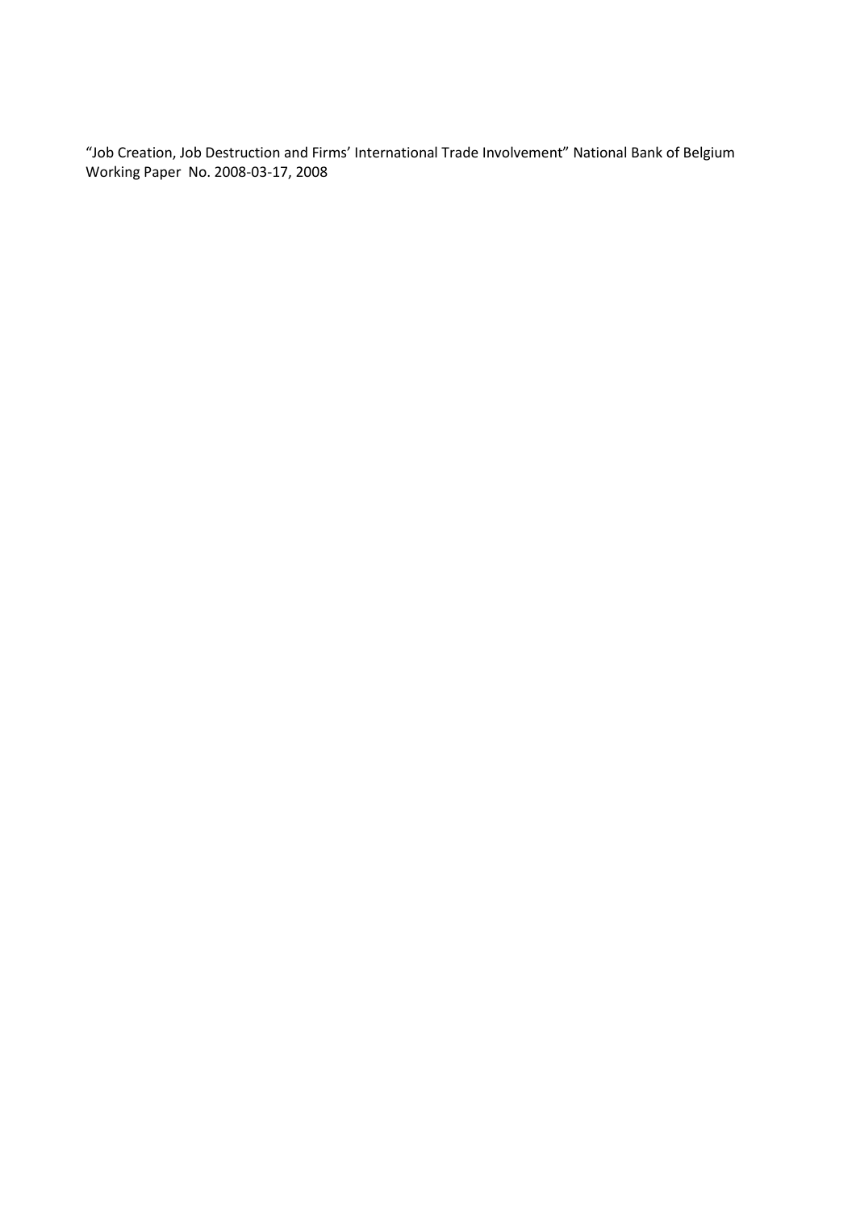“Job Creation, Job Destruction and Firms’ International Trade Involvement” National Bank of Belgium Working Paper No. 2008-03-17, 2008